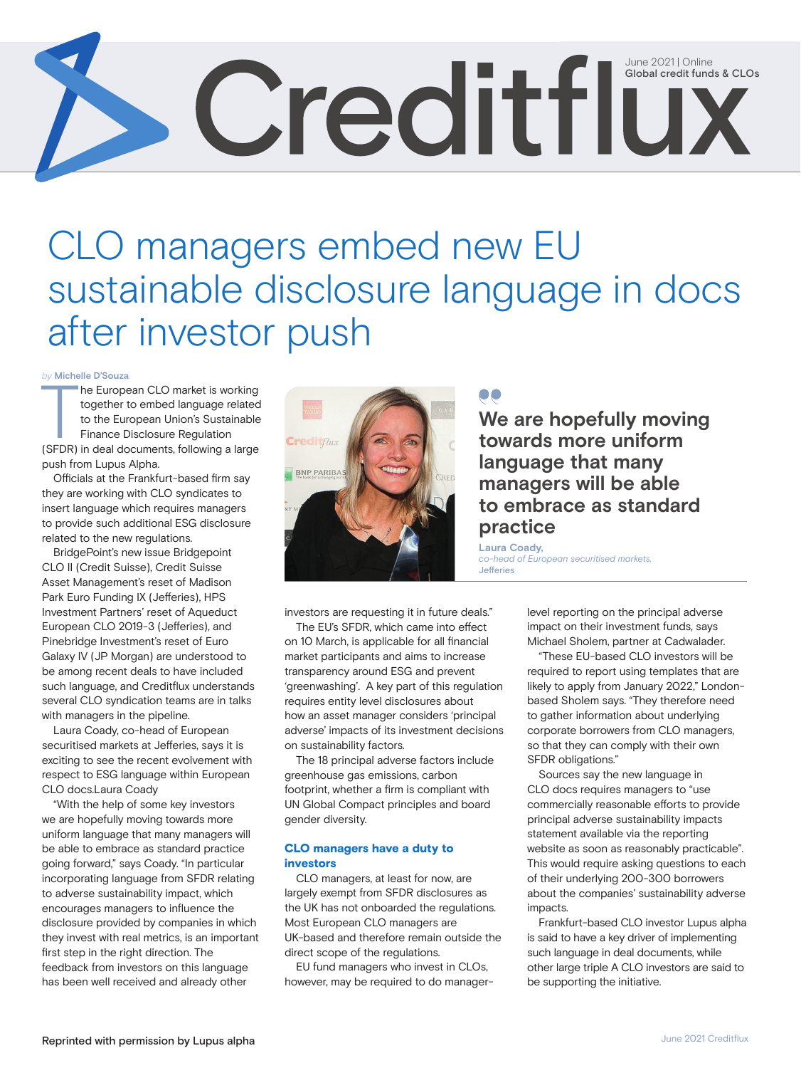# CLO managers embed new EU sustainable disclosure language in docs after investor push

*by* Michelle D'Souza

The European CLO market is working together to embed language related to the European Union's Sustainable Finance Disclosure Regulation (SFDR) in deal documents, following a large push from Lupus Alpha.

Officials at the Frankfurt-based firm say they are working with CLO syndicates to insert language which requires managers to provide such additional ESG disclosure related to the new regulations.

BridgePoint's new issue Bridgepoint CLO II (Credit Suisse), Credit Suisse Asset Management's reset of Madison Park Euro Funding IX (Jefferies), HPS Investment Partners' reset of Aqueduct European CLO 2019-3 (Jefferies), and Pinebridge Investment's reset of Euro Galaxy IV (JP Morgan) are understood to be among recent deals to have included such language, and Creditflux understands several CLO syndication teams are in talks with managers in the pipeline.

Laura Coady, co-head of European securitised markets at Jefferies, says it is exciting to see the recent evolvement with respect to ESG language within European CLO docs.Laura Coady

"With the help of some key investors we are hopefully moving towards more uniform language that many managers will be able to embrace as standard practice going forward," says Coady. "In particular incorporating language from SFDR relating to adverse sustainability impact, which encourages managers to influence the disclosure provided by companies in which they invest with real metrics, is an important first step in the right direction. The feedback from investors on this language has been well received and already other investors are requesting it in future deals."

> **We are hopefully moving towards more uniform language that many managers will be able to embrace as standard practice**
>
> Laura Coady, *co-head of European securitised markets,* Jefferies

The EU's SFDR, which came into effect on 10 March, is applicable for all financial market participants and aims to increase transparency around ESG and prevent 'greenwashing'. A key part of this regulation requires entity level disclosures about how an asset manager considers 'principal adverse' impacts of its investment decisions on sustainability factors.

The 18 principal adverse factors include greenhouse gas emissions, carbon footprint, whether a firm is compliant with UN Global Compact principles and board gender diversity.

### CLO managers have a duty to investors

CLO managers, at least for now, are largely exempt from SFDR disclosures as the UK has not onboarded the regulations. Most European CLO managers are UK-based and therefore remain outside the direct scope of the regulations.

EU fund managers who invest in CLOs, however, may be required to do manager-level reporting on the principal adverse impact on their investment funds, says Michael Sholem, partner at Cadwalader.

"These EU-based CLO investors will be required to report using templates that are likely to apply from January 2022," London-based Sholem says. "They therefore need to gather information about underlying corporate borrowers from CLO managers, so that they can comply with their own SFDR obligations."

Sources say the new language in CLO docs requires managers to "use commercially reasonable efforts to provide principal adverse sustainability impacts statement available via the reporting website as soon as reasonably practicable". This would require asking questions to each of their underlying 200-300 borrowers about the companies' sustainability adverse impacts.

Frankfurt-based CLO investor Lupus alpha is said to have a key driver of implementing such language in deal documents, while other large triple A CLO investors are said to be supporting the initiative.

Reprinted with permission by Lupus alpha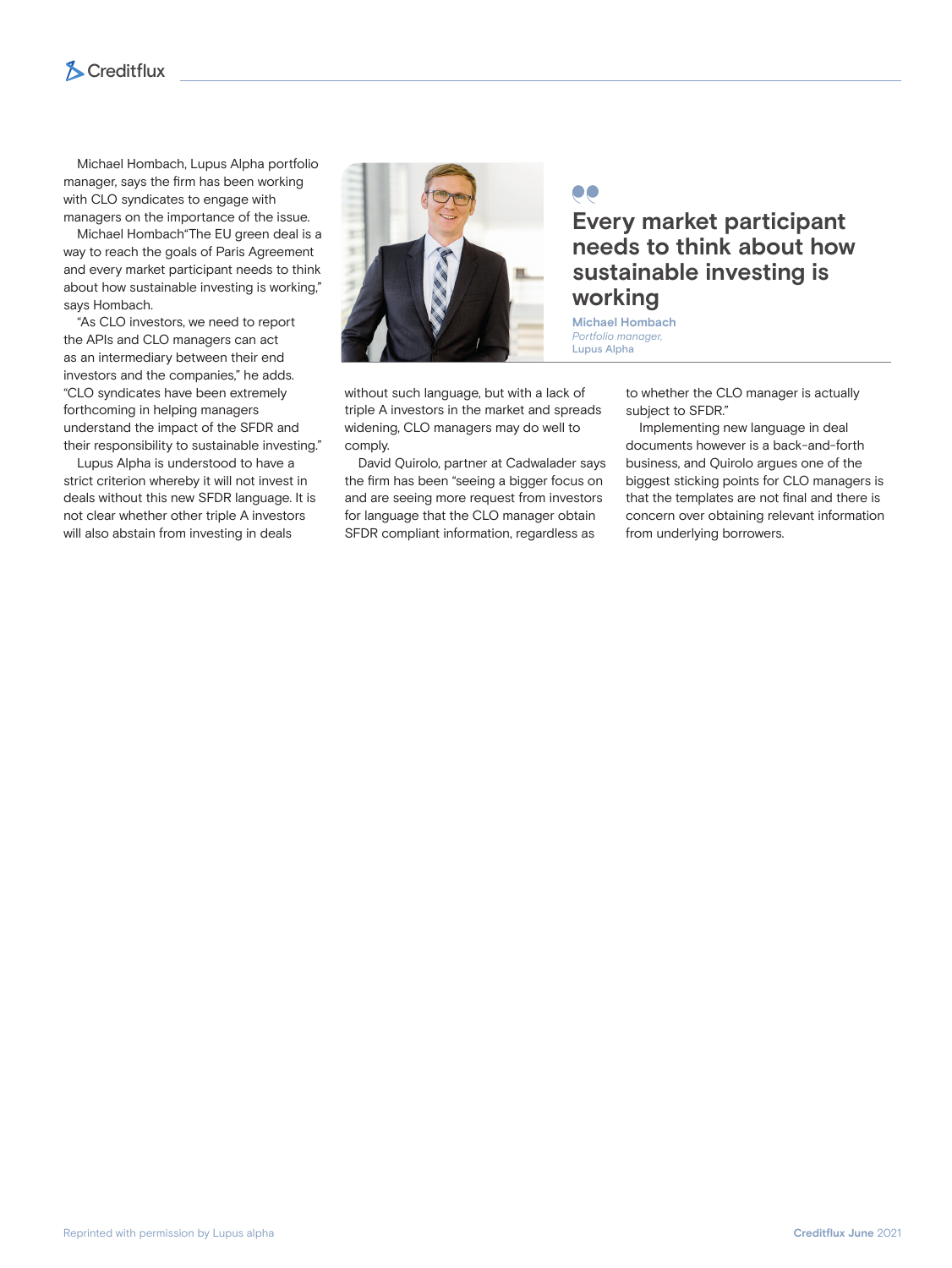Michael Hombach, Lupus Alpha portfolio manager, says the firm has been working with CLO syndicates to engage with managers on the importance of the issue.

Michael Hombach"The EU green deal is a way to reach the goals of Paris Agreement and every market participant needs to think about how sustainable investing is working," says Hombach.

"As CLO investors, we need to report the APIs and CLO managers can act as an intermediary between their end investors and the companies," he adds. "CLO syndicates have been extremely forthcoming in helping managers understand the impact of the SFDR and their responsibility to sustainable investing."

Lupus Alpha is understood to have a strict criterion whereby it will not invest in deals without this new SFDR language. It is not clear whether other triple A investors will also abstain from investing in deals without such language, but with a lack of triple A investors in the market and spreads widening, CLO managers may do well to comply.

> **Every market participant needs to think about how sustainable investing is working**
>
> Michael Hombach
> *Portfolio manager,*
> Lupus Alpha

David Quirolo, partner at Cadwalader says the firm has been "seeing a bigger focus on and are seeing more request from investors for language that the CLO manager obtain SFDR compliant information, regardless as to whether the CLO manager is actually subject to SFDR."

Implementing new language in deal documents however is a back-and-forth business, and Quirolo argues one of the biggest sticking points for CLO managers is that the templates are not final and there is concern over obtaining relevant information from underlying borrowers.

Reprinted with permission by Lupus alpha